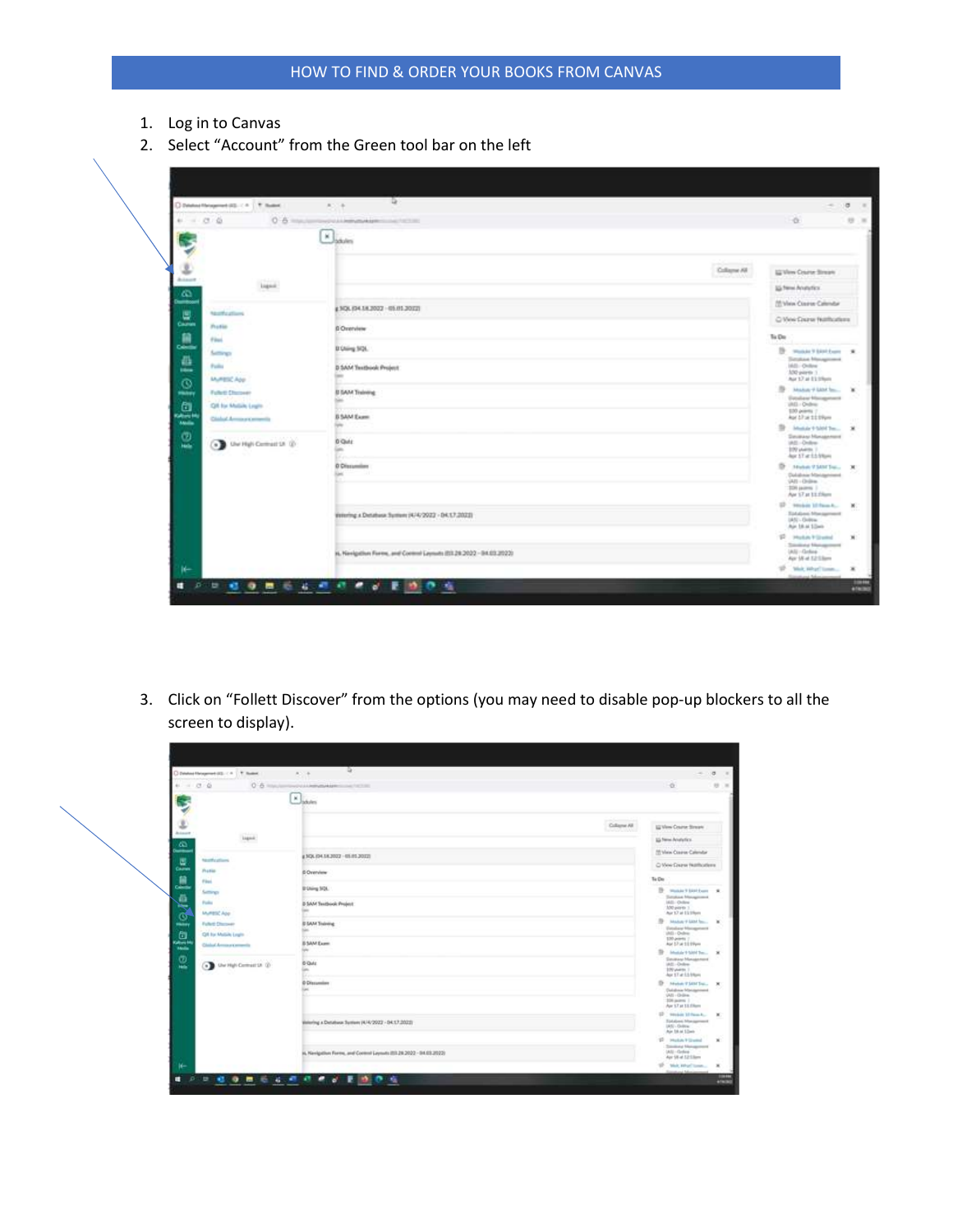# HOW TO FIND & ORDER YOUR BOOKS FROM CANVAS

1. Log in to Canvas
2. Select "Account" from the Green tool bar on the left

3. Click on "Follett Discover" from the options (you may need to disable pop-up blockers to all the screen to display).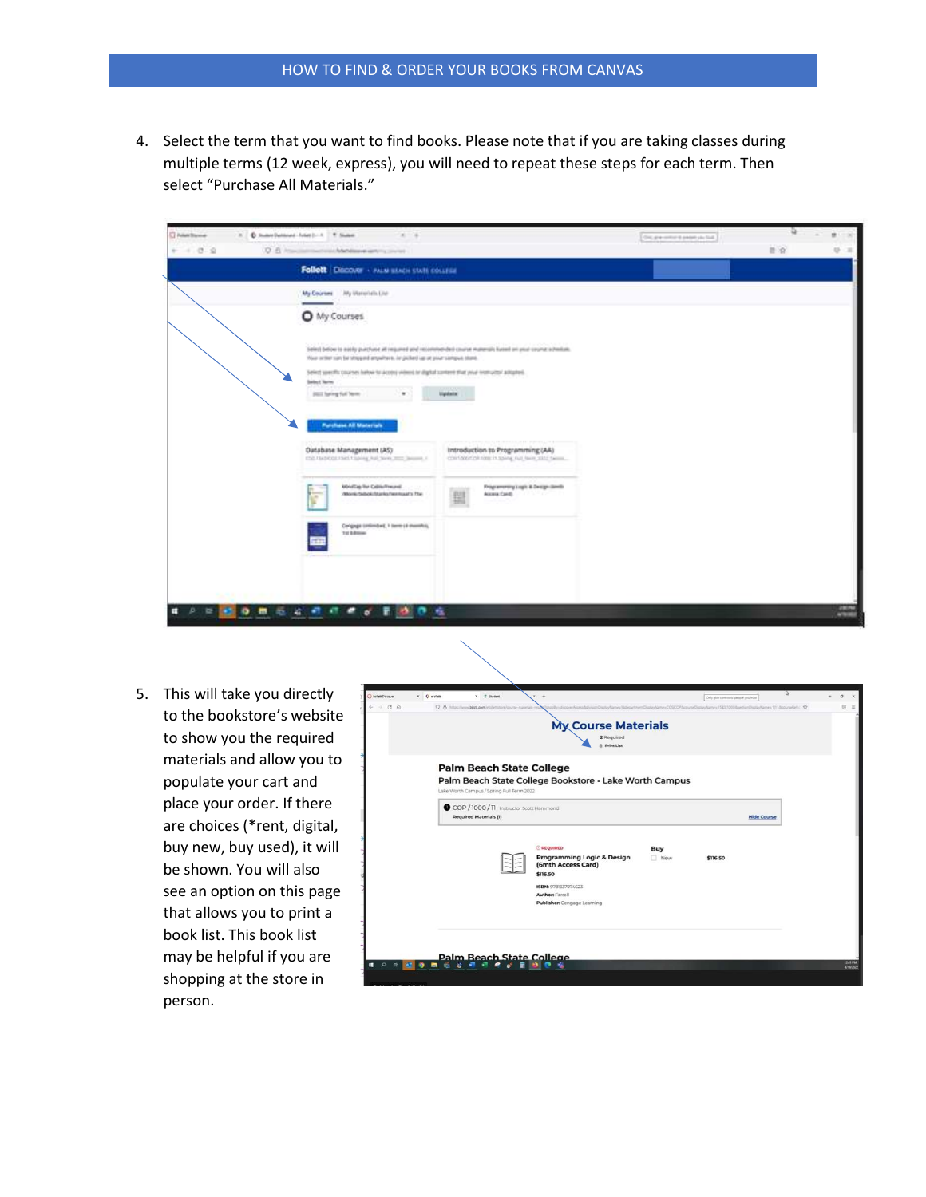4. Select the term that you want to find books. Please note that if you are taking classes during multiple terms (12 week, express), you will need to repeat these steps for each term. Then select "Purchase All Materials."

5. This will take you directly to the bookstore's website to show you the required materials and allow you to populate your cart and place your order. If there are choices (*rent, digital, buy new, buy used), it will be shown. You will also see an option on this page that allows you to print a book list. This book list may be helpful if you are shopping at the store in person.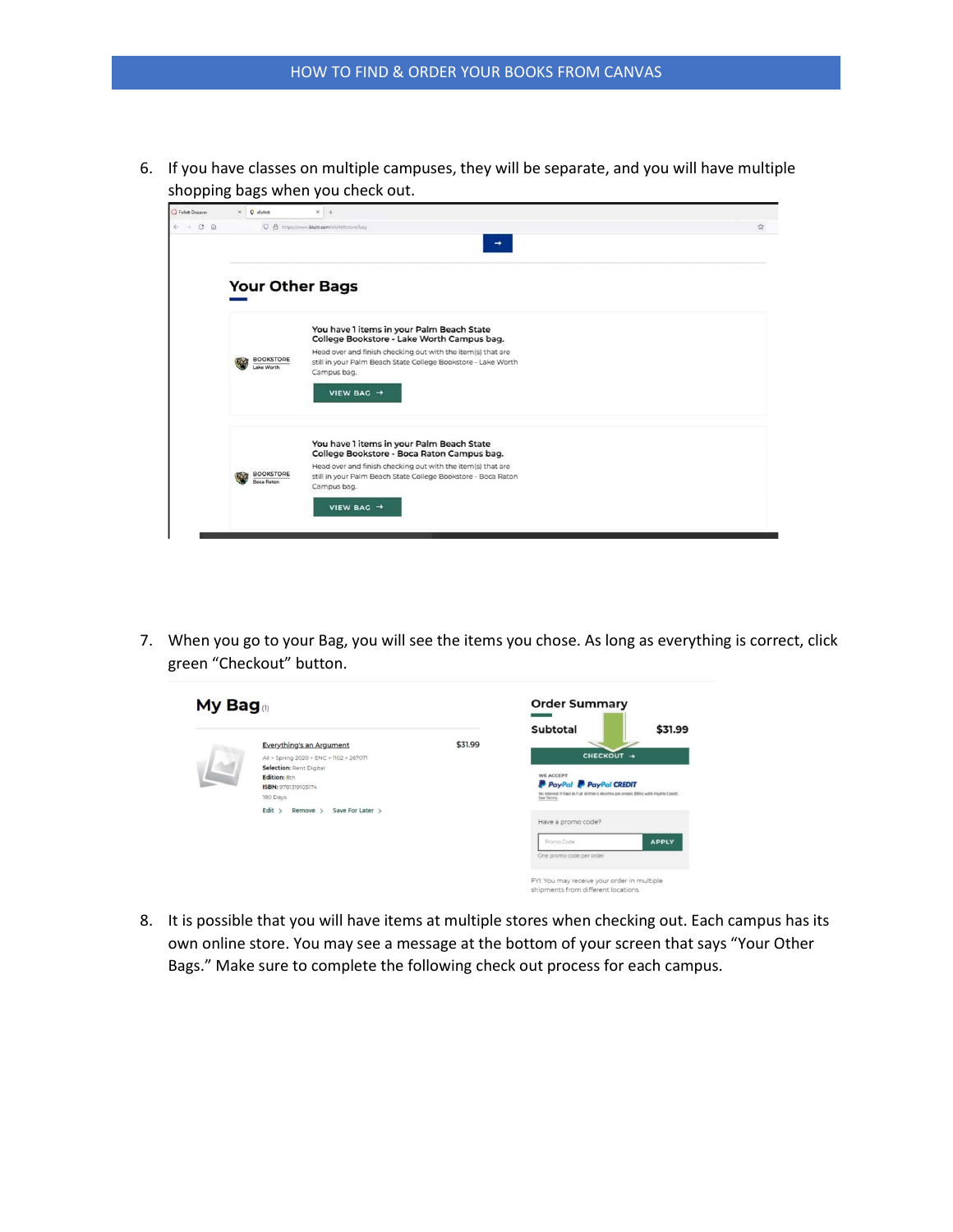6. If you have classes on multiple campuses, they will be separate, and you will have multiple shopping bags when you check out.

7. When you go to your Bag, you will see the items you chose. As long as everything is correct, click green "Checkout" button.

8. It is possible that you will have items at multiple stores when checking out. Each campus has its own online store. You may see a message at the bottom of your screen that says "Your Other Bags." Make sure to complete the following check out process for each campus.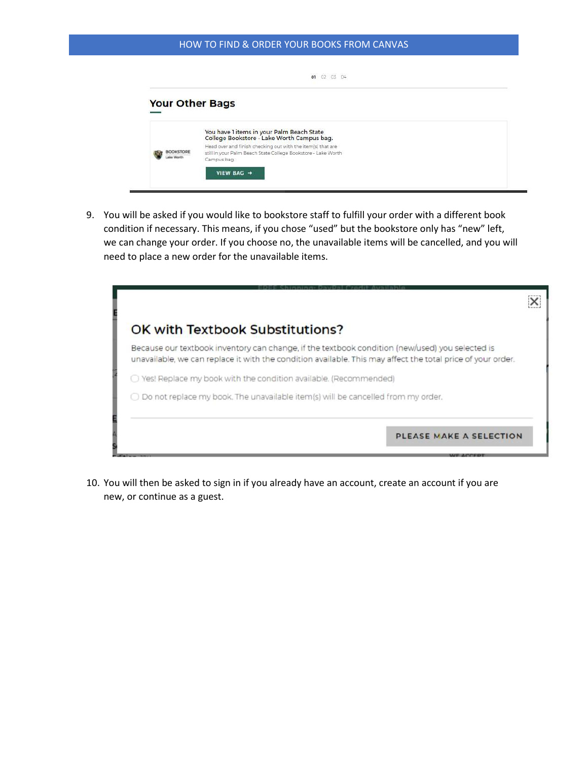9. You will be asked if you would like to bookstore staff to fulfill your order with a different book condition if necessary. This means, if you chose "used" but the bookstore only has "new" left, we can change your order. If you choose no, the unavailable items will be cancelled, and you will need to place a new order for the unavailable items.

10. You will then be asked to sign in if you already have an account, create an account if you are new, or continue as a guest.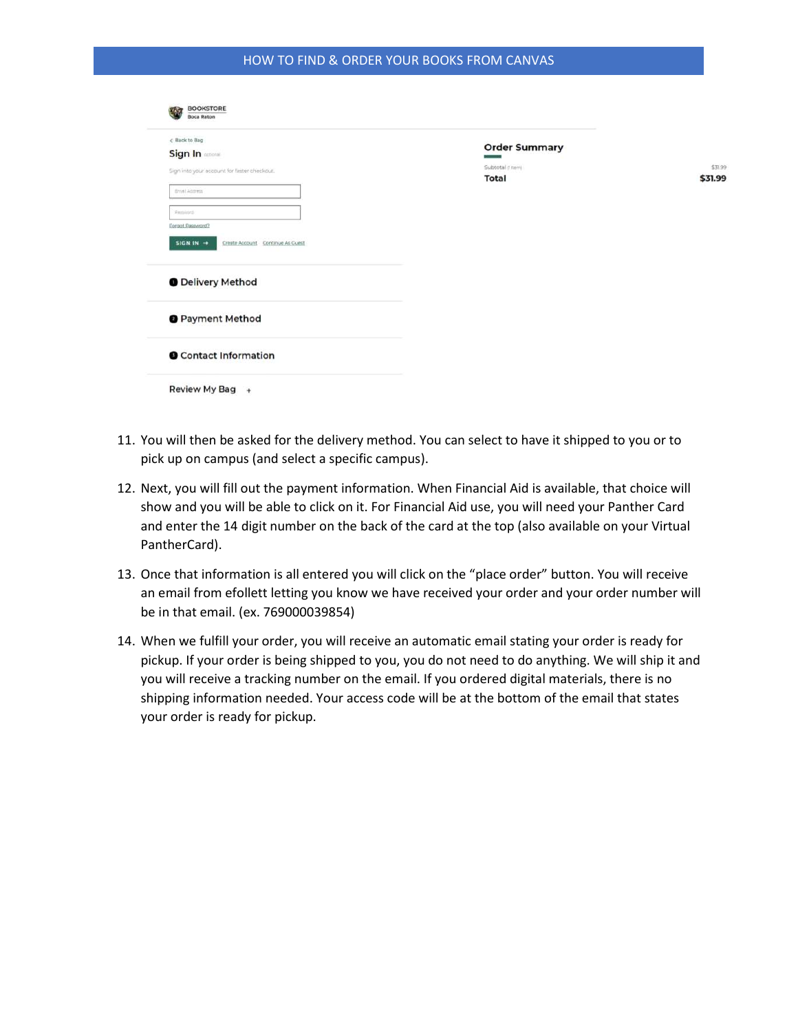11. You will then be asked for the delivery method. You can select to have it shipped to you or to pick up on campus (and select a specific campus).
12. Next, you will fill out the payment information. When Financial Aid is available, that choice will show and you will be able to click on it. For Financial Aid use, you will need your Panther Card and enter the 14 digit number on the back of the card at the top (also available on your Virtual PantherCard).
13. Once that information is all entered you will click on the “place order” button. You will receive an email from efollett letting you know we have received your order and your order number will be in that email. (ex. 769000039854)
14. When we fulfill your order, you will receive an automatic email stating your order is ready for pickup. If your order is being shipped to you, you do not need to do anything. We will ship it and you will receive a tracking number on the email. If you ordered digital materials, there is no shipping information needed. Your access code will be at the bottom of the email that states your order is ready for pickup.